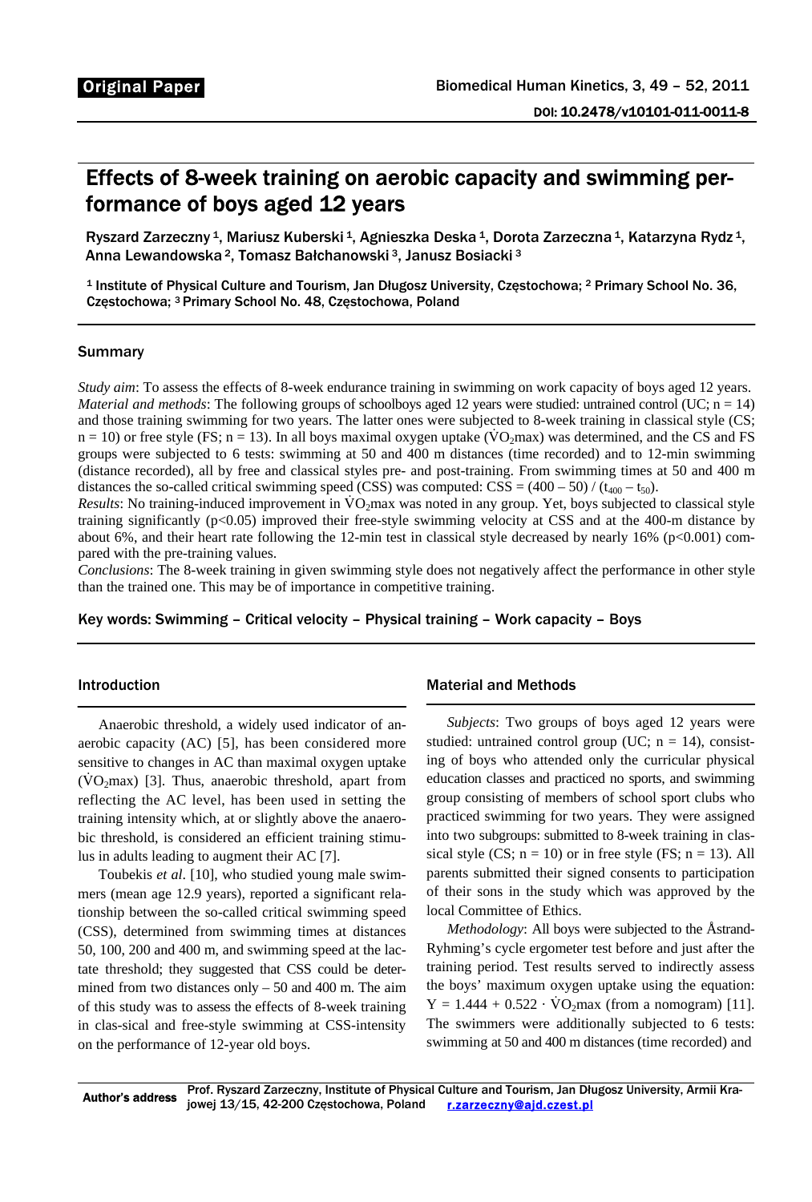Original Paper

DOI: 10.2478/v10101-011-0011-8

# Effects of 8-week training on aerobic capacity and swimming performance of boys aged 12 years

Ryszard Zarzeczny [1], Mariusz Kuberski [1], Agnieszka Deska [1], Dorota Zarzeczna [1], Katarzyna Rydz [1], Anna Lewandowska [2], Tomasz Bałchanowski [3], Janusz Bosiacki [3]

[1] Institute of Physical Culture and Tourism, Jan Długosz University, Częstochowa; [2] Primary School No. 36, Częstochowa; [3] Primary School No. 48, Częstochowa, Poland

## Summary

*Study aim*: To assess the effects of 8-week endurance training in swimming on work capacity of boys aged 12 years.

*Material and methods*: The following groups of schoolboys aged 12 years were studied: untrained control (UC; n = 14) and those training swimming for two years. The latter ones were subjected to 8-week training in classical style (CS; n = 10) or free style (FS; n = 13). In all boys maximal oxygen uptake ($\dot{V}O_2max$) was determined, and the CS and FS groups were subjected to 6 tests: swimming at 50 and 400 m distances (time recorded) and to 12-min swimming (distance recorded), all by free and classical styles pre- and post-training. From swimming times at 50 and 400 m distances the so-called critical swimming speed (CSS) was computed: $CSS = (400 – 50) / (t_{400} – t_{50})$.

*Results*: No training-induced improvement in $\dot{V}O_2max$ was noted in any group. Yet, boys subjected to classical style training significantly ($p<0.05$) improved their free-style swimming velocity at CSS and at the 400-m distance by about 6%, and their heart rate following the 12-min test in classical style decreased by nearly 16% ($p<0.001$) compared with the pre-training values.

*Conclusions*: The 8-week training in given swimming style does not negatively affect the performance in other style than the trained one. This may be of importance in competitive training.

Key words: Swimming – Critical velocity – Physical training – Work capacity – Boys

## Introduction

Anaerobic threshold, a widely used indicator of anaerobic capacity (AC) [5], has been considered more sensitive to changes in AC than maximal oxygen uptake ($\dot{V}O_2max$) [3]. Thus, anaerobic threshold, apart from reflecting the AC level, has been used in setting the training intensity which, at or slightly above the anaerobic threshold, is considered an efficient training stimulus in adults leading to augment their AC [7].

Toubekis *et al*. [10], who studied young male swimmers (mean age 12.9 years), reported a significant relationship between the so-called critical swimming speed (CSS), determined from swimming times at distances 50, 100, 200 and 400 m, and swimming speed at the lactate threshold; they suggested that CSS could be determined from two distances only – 50 and 400 m. The aim of this study was to assess the effects of 8-week training in clas-sical and free-style swimming at CSS-intensity on the performance of 12-year old boys.

## Material and Methods

*Subjects*: Two groups of boys aged 12 years were studied: untrained control group (UC; n = 14), consisting of boys who attended only the curricular physical education classes and practiced no sports, and swimming group consisting of members of school sport clubs who practiced swimming for two years. They were assigned into two subgroups: submitted to 8-week training in classical style (CS; n = 10) or in free style (FS; n = 13). All parents submitted their signed consents to participation of their sons in the study which was approved by the local Committee of Ethics.

*Methodology*: All boys were subjected to the Åstrand-Ryhming's cycle ergometer test before and just after the training period. Test results served to indirectly assess the boys' maximum oxygen uptake using the equation: $Y = 1.444 + 0.522 \cdot \dot{V}O_2max$ (from a nomogram) [11]. The swimmers were additionally subjected to 6 tests: swimming at 50 and 400 m distances (time recorded) and

Author's address: Prof. Ryszard Zarzeczny, Institute of Physical Culture and Tourism, Jan Długosz University, Armii Krajowej 13/15, 42-200 Częstochowa, Poland r.zarzeczny@ajd.czest.pl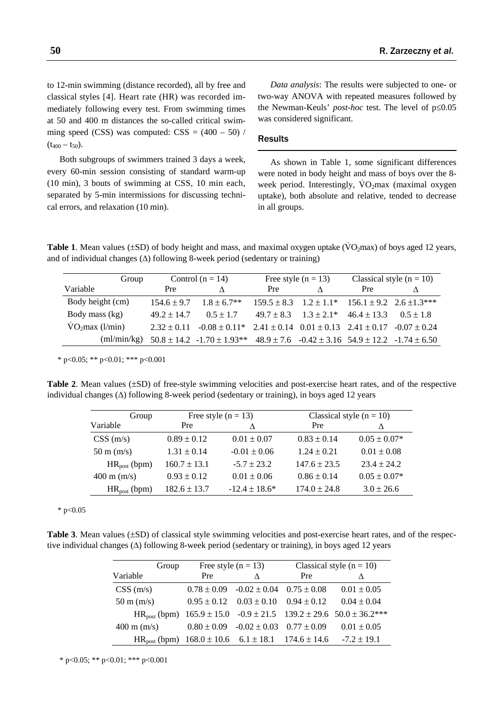to 12-min swimming (distance recorded), all by free and classical styles [4]. Heart rate (HR) was recorded immediately following every test. From swimming times at 50 and 400 m distances the so-called critical swimming speed (CSS) was computed: $CSS = (400 - 50) / (t_{400} - t_{50})$.

Both subgroups of swimmers trained 3 days a week, every 60-min session consisting of standard warm-up (10 min), 3 bouts of swimming at CSS, 10 min each, separated by 5-min intermissions for discussing technical errors, and relaxation (10 min).

*Data analysis*: The results were subjected to one- or two-way ANOVA with repeated measures followed by the Newman-Keuls' *post-hoc* test. The level of $p \leq 0.05$ was considered significant.

## Results

As shown in Table 1, some significant differences were noted in body height and mass of boys over the 8-week period. Interestingly, $\dot{V}O_2max$ (maximal oxygen uptake), both absolute and relative, tended to decrease in all groups.

**Table 1**. Mean values (±SD) of body height and mass, and maximal oxygen uptake ($\dot{V}O_2max$) of boys aged 12 years, and of individual changes (Δ) following 8-week period (sedentary or training)

| Group | Control (n = 14) | | Free style (n = 13) | | Classical style (n = 10) | |
|---|---|---|---|---|---|---|
| Variable | Pre | Δ | Pre | Δ | Pre | Δ |
| Body height (cm) | 154.6 ± 9.7 | 1.8 ± 6.7** | 159.5 ± 8.3 | 1.2 ± 1.1* | 156.1 ± 9.2 | 2.6 ±1.3*** |
| Body mass (kg) | 49.2 ± 14.7 | 0.5 ± 1.7 | 49.7 ± 8.3 | 1.3 ± 2.1* | 46.4 ± 13.3 | 0.5 ± 1.8 |
| $\dot{V}O_2max$ (l/min) | 2.32 ± 0.11 | -0.08 ± 0.11* | 2.41 ± 0.14 | 0.01 ± 0.13 | 2.41 ± 0.17 | -0.07 ± 0.24 |
| (ml/min/kg) | 50.8 ± 14.2 | -1.70 ± 1.93** | 48.9 ± 7.6 | -0.42 ± 3.16 | 54.9 ± 12.2 | -1.74 ± 6.50 |

* p<0.05; ** p<0.01; *** p<0.001

**Table 2**. Mean values (±SD) of free-style swimming velocities and post-exercise heart rates, and of the respective individual changes (Δ) following 8-week period (sedentary or training), in boys aged 12 years

| Group | Free style (n = 13) | | Classical style (n = 10) | |
|---|---|---|---|---|
| Variable | Pre | Δ | Pre | Δ |
| CSS (m/s) | 0.89 ± 0.12 | 0.01 ± 0.07 | 0.83 ± 0.14 | 0.05 ± 0.07* |
| 50 m (m/s) | 1.31 ± 0.14 | -0.01 ± 0.06 | 1.24 ± 0.21 | 0.01 ± 0.08 |
| $HR_{post}$ (bpm) | 160.7 ± 13.1 | -5.7 ± 23.2 | 147.6 ± 23.5 | 23.4 ± 24.2 |
| 400 m (m/s) | 0.93 ± 0.12 | 0.01 ± 0.06 | 0.86 ± 0.14 | 0.05 ± 0.07* |
| $HR_{post}$ (bpm) | 182.6 ± 13.7 | -12.4 ± 18.6* | 174.0 ± 24.8 | 3.0 ± 26.6 |

* p<0.05

**Table 3**. Mean values (±SD) of classical style swimming velocities and post-exercise heart rates, and of the respective individual changes (Δ) following 8-week period (sedentary or training), in boys aged 12 years

| Group | Free style (n = 13) | | Classical style (n = 10) | |
|---|---|---|---|---|
| Variable | Pre | Δ | Pre | Δ |
| CSS (m/s) | 0.78 ± 0.09 | -0.02 ± 0.04 | 0.75 ± 0.08 | 0.01 ± 0.05 |
| 50 m (m/s) | 0.95 ± 0.12 | 0.03 ± 0.10 | 0.94 ± 0.12 | 0.04 ± 0.04 |
| $HR_{post}$ (bpm) | 165.9 ± 15.0 | -0.9 ± 21.5 | 139.2 ± 29.6 | 50.0 ± 36.2*** |
| 400 m (m/s) | 0.80 ± 0.09 | -0.02 ± 0.03 | 0.77 ± 0.09 | 0.01 ± 0.05 |
| $HR_{post}$ (bpm) | 168.0 ± 10.6 | 6.1 ± 18.1 | 174.6 ± 14.6 | -7.2 ± 19.1 |

* p<0.05; ** p<0.01; *** p<0.001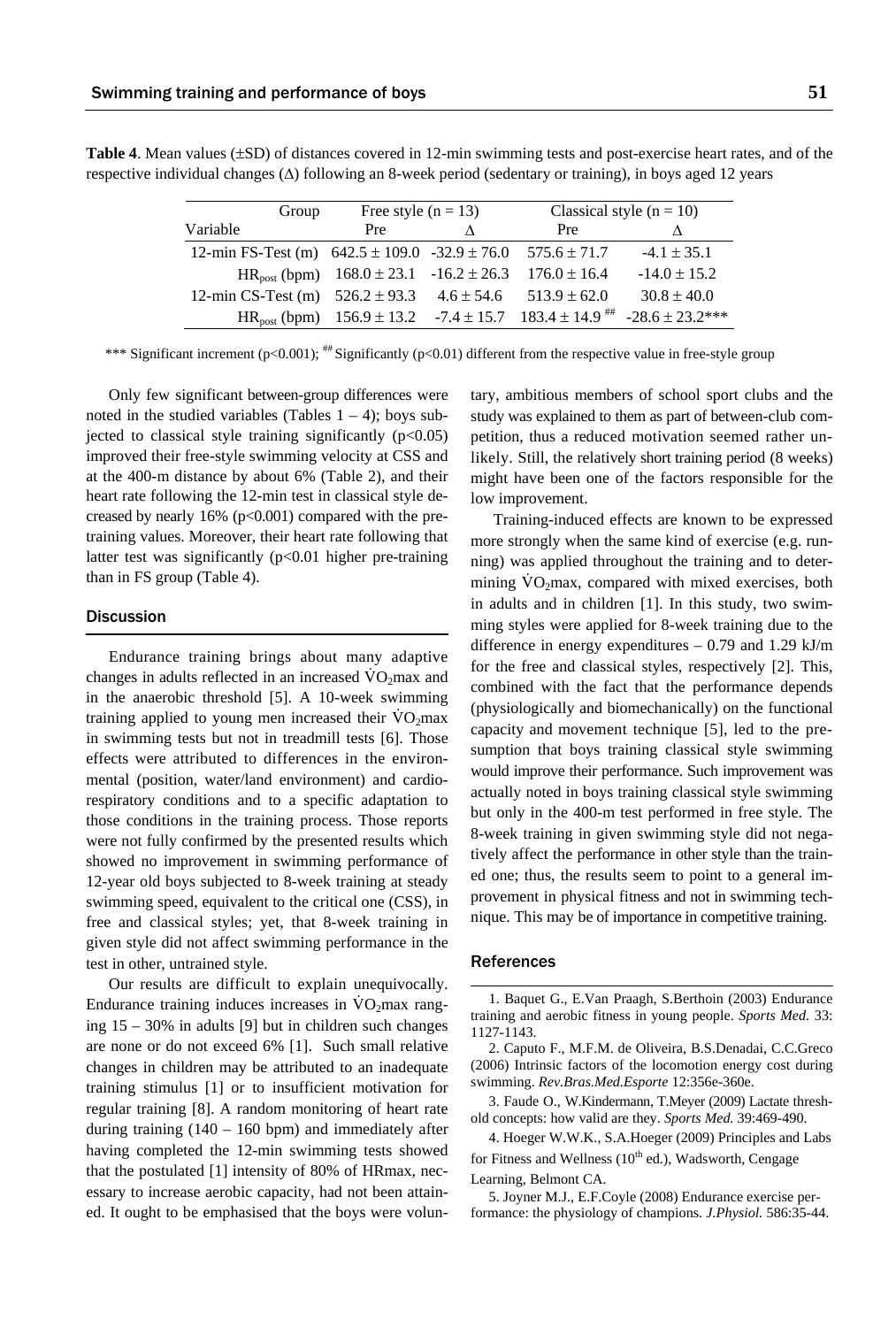**Table 4**. Mean values (±SD) of distances covered in 12-min swimming tests and post-exercise heart rates, and of the respective individual changes (Δ) following an 8-week period (sedentary or training), in boys aged 12 years

| Group | Free style (n = 13) | | Classical style (n = 10) | |
|---|---|---|---|---|
| Variable | Pre | Δ | Pre | Δ |
| 12-min FS-Test (m) | 642.5 ± 109.0 | -32.9 ± 76.0 | 575.6 ± 71.7 | -4.1 ± 35.1 |
| $HR_{post}$ (bpm) | 168.0 ± 23.1 | -16.2 ± 26.3 | 176.0 ± 16.4 | -14.0 ± 15.2 |
| 12-min CS-Test (m) | 526.2 ± 93.3 | 4.6 ± 54.6 | 513.9 ± 62.0 | 30.8 ± 40.0 |
| $HR_{post}$ (bpm) | 156.9 ± 13.2 | -7.4 ± 15.7 | 183.4 ± 14.9 ## | -28.6 ± 23.2*** |

*** Significant increment (p<0.001); ## Significantly (p<0.01) different from the respective value in free-style group

Only few significant between-group differences were noted in the studied variables (Tables 1 – 4); boys subjected to classical style training significantly (p<0.05) improved their free-style swimming velocity at CSS and at the 400-m distance by about 6% (Table 2), and their heart rate following the 12-min test in classical style decreased by nearly 16% (p<0.001) compared with the pre-training values. Moreover, their heart rate following that latter test was significantly (p<0.01 higher pre-training than in FS group (Table 4).

## Discussion

Endurance training brings about many adaptive changes in adults reflected in an increased $\dot{V}O_2$max and in the anaerobic threshold [5]. A 10-week swimming training applied to young men increased their $\dot{V}O_2$max in swimming tests but not in treadmill tests [6]. Those effects were attributed to differences in the environmental (position, water/land environment) and cardiorespiratory conditions and to a specific adaptation to those conditions in the training process. Those reports were not fully confirmed by the presented results which showed no improvement in swimming performance of 12-year old boys subjected to 8-week training at steady swimming speed, equivalent to the critical one (CSS), in free and classical styles; yet, that 8-week training in given style did not affect swimming performance in the test in other, untrained style.

Our results are difficult to explain unequivocally. Endurance training induces increases in $\dot{V}O_2$max ranging 15 – 30% in adults [9] but in children such changes are none or do not exceed 6% [1]. Such small relative changes in children may be attributed to an inadequate training stimulus [1] or to insufficient motivation for regular training [8]. A random monitoring of heart rate during training (140 – 160 bpm) and immediately after having completed the 12-min swimming tests showed that the postulated [1] intensity of 80% of HRmax, necessary to increase aerobic capacity, had not been attained. It ought to be emphasised that the boys were voluntary, ambitious members of school sport clubs and the study was explained to them as part of between-club competition, thus a reduced motivation seemed rather unlikely. Still, the relatively short training period (8 weeks) might have been one of the factors responsible for the low improvement.

Training-induced effects are known to be expressed more strongly when the same kind of exercise (e.g. running) was applied throughout the training and to determining $\dot{V}O_2$max, compared with mixed exercises, both in adults and in children [1]. In this study, two swimming styles were applied for 8-week training due to the difference in energy expenditures – 0.79 and 1.29 kJ/m for the free and classical styles, respectively [2]. This, combined with the fact that the performance depends (physiologically and biomechanically) on the functional capacity and movement technique [5], led to the presumption that boys training classical style swimming would improve their performance. Such improvement was actually noted in boys training classical style swimming but only in the 400-m test performed in free style. The 8-week training in given swimming style did not negatively affect the performance in other style than the trained one; thus, the results seem to point to a general improvement in physical fitness and not in swimming technique. This may be of importance in competitive training.

## References

1. Baquet G., E.Van Praagh, S.Berthoin (2003) Endurance training and aerobic fitness in young people. *Sports Med.* 33: 1127-1143.

2. Caputo F., M.F.M. de Oliveira, B.S.Denadai, C.C.Greco (2006) Intrinsic factors of the locomotion energy cost during swimming. *Rev.Bras.Med.Esporte* 12:356e-360e.

3. Faude O., W.Kindermann, T.Meyer (2009) Lactate threshold concepts: how valid are they. *Sports Med.* 39:469-490.

4. Hoeger W.W.K., S.A.Hoeger (2009) Principles and Labs for Fitness and Wellness (10th ed.), Wadsworth, Cengage Learning, Belmont CA.

5. Joyner M.J., E.F.Coyle (2008) Endurance exercise performance: the physiology of champions. *J.Physiol.* 586:35-44.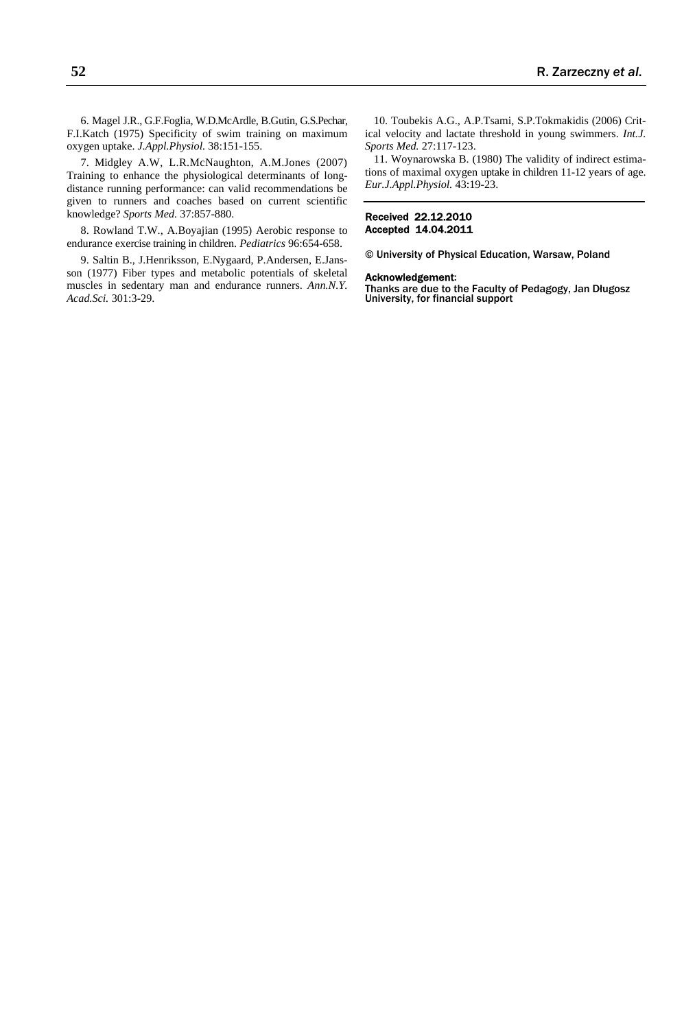6. Magel J.R., G.F.Foglia, W.D.McArdle, B.Gutin, G.S.Pechar, F.I.Katch (1975) Specificity of swim training on maximum oxygen uptake. *J.Appl.Physiol.* 38:151-155.

7. Midgley A.W, L.R.McNaughton, A.M.Jones (2007) Training to enhance the physiological determinants of long-distance running performance: can valid recommendations be given to runners and coaches based on current scientific knowledge? *Sports Med.* 37:857-880.

8. Rowland T.W., A.Boyajian (1995) Aerobic response to endurance exercise training in children. *Pediatrics* 96:654-658.

9. Saltin B., J.Henriksson, E.Nygaard, P.Andersen, E.Jansson (1977) Fiber types and metabolic potentials of skeletal muscles in sedentary man and endurance runners. *Ann.N.Y. Acad.Sci.* 301:3-29.

10. Toubekis A.G., A.P.Tsami, S.P.Tokmakidis (2006) Critical velocity and lactate threshold in young swimmers. *Int.J. Sports Med.* 27:117-123.

11. Woynarowska B. (1980) The validity of indirect estimations of maximal oxygen uptake in children 11-12 years of age. *Eur.J.Appl.Physiol.* 43:19-23.

**Received 22.12.2010**
**Accepted 14.04.2011**

© University of Physical Education, Warsaw, Poland

**Acknowledgement:**
Thanks are due to the Faculty of Pedagogy, Jan Długosz University, for financial support